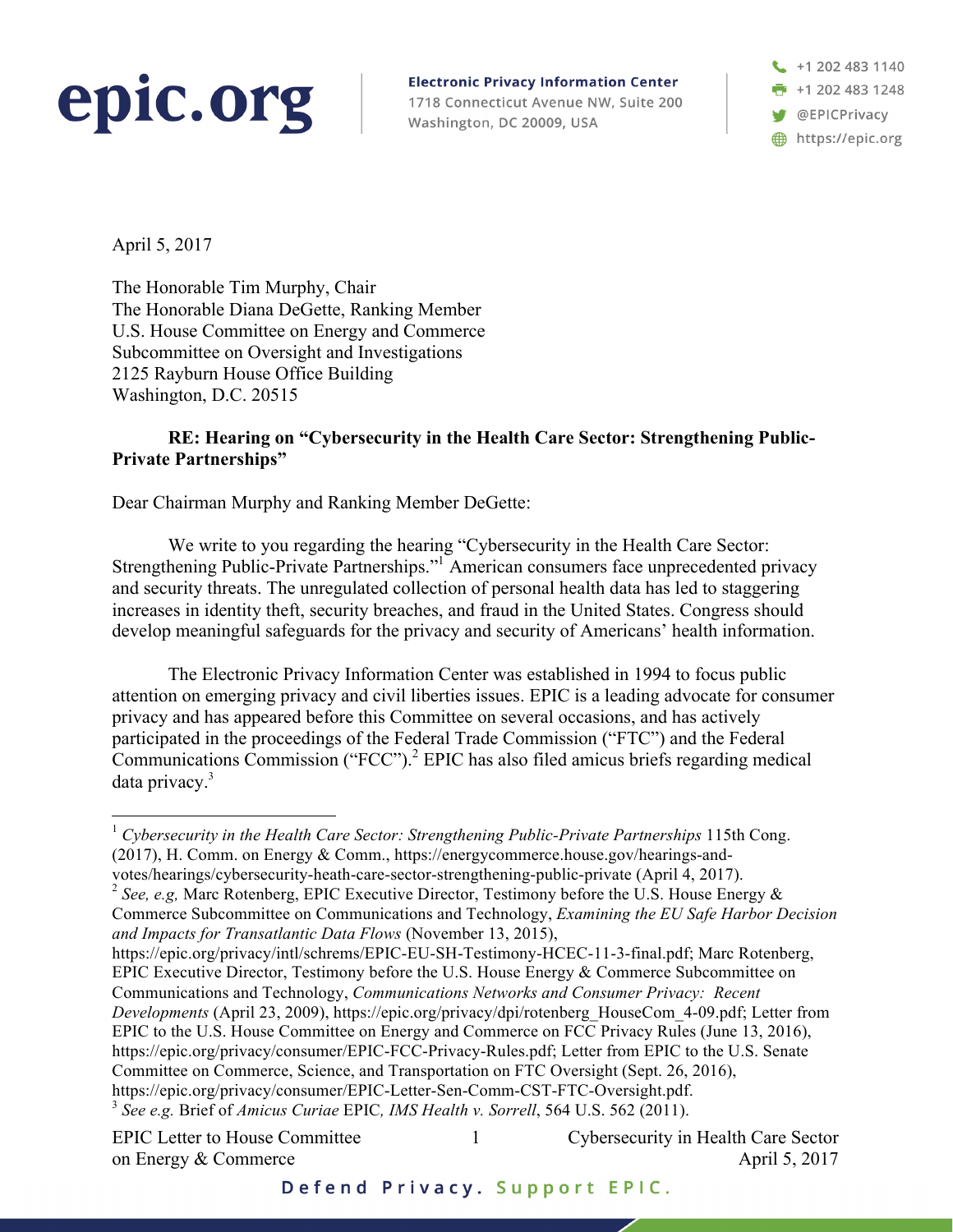**epic.org**

**Electronic Privacy Information Center**
1718 Connecticut Avenue NW, Suite 200
Washington, DC 20009, USA

+1 202 483 1140
+1 202 483 1248
@EPICPrivacy
https://epic.org

April 5, 2017

The Honorable Tim Murphy, Chair
The Honorable Diana DeGette, Ranking Member
U.S. House Committee on Energy and Commerce
Subcommittee on Oversight and Investigations
2125 Rayburn House Office Building
Washington, D.C. 20515

**RE: Hearing on "Cybersecurity in the Health Care Sector: Strengthening Public-Private Partnerships"**

Dear Chairman Murphy and Ranking Member DeGette:

We write to you regarding the hearing "Cybersecurity in the Health Care Sector: Strengthening Public-Private Partnerships."[1] American consumers face unprecedented privacy and security threats. The unregulated collection of personal health data has led to staggering increases in identity theft, security breaches, and fraud in the United States. Congress should develop meaningful safeguards for the privacy and security of Americans' health information.

The Electronic Privacy Information Center was established in 1994 to focus public attention on emerging privacy and civil liberties issues. EPIC is a leading advocate for consumer privacy and has appeared before this Committee on several occasions, and has actively participated in the proceedings of the Federal Trade Commission ("FTC") and the Federal Communications Commission ("FCC").[2] EPIC has also filed amicus briefs regarding medical data privacy.[3]

---

[1] *Cybersecurity in the Health Care Sector: Strengthening Public-Private Partnerships* 115th Cong. (2017), H. Comm. on Energy & Comm., https://energycommerce.house.gov/hearings-and-votes/hearings/cybersecurity-heath-care-sector-strengthening-public-private (April 4, 2017).

[2] *See, e.g,* Marc Rotenberg, EPIC Executive Director, Testimony before the U.S. House Energy & Commerce Subcommittee on Communications and Technology, *Examining the EU Safe Harbor Decision and Impacts for Transatlantic Data Flows* (November 13, 2015), https://epic.org/privacy/intl/schrems/EPIC-EU-SH-Testimony-HCEC-11-3-final.pdf; Marc Rotenberg, EPIC Executive Director, Testimony before the U.S. House Energy & Commerce Subcommittee on Communications and Technology, *Communications Networks and Consumer Privacy: Recent Developments* (April 23, 2009), https://epic.org/privacy/dpi/rotenberg_HouseCom_4-09.pdf; Letter from EPIC to the U.S. House Committee on Energy and Commerce on FCC Privacy Rules (June 13, 2016), https://epic.org/privacy/consumer/EPIC-FCC-Privacy-Rules.pdf; Letter from EPIC to the U.S. Senate Committee on Commerce, Science, and Transportation on FTC Oversight (Sept. 26, 2016), https://epic.org/privacy/consumer/EPIC-Letter-Sen-Comm-CST-FTC-Oversight.pdf.

[3] *See e.g.* Brief of *Amicus Curiae* EPIC, *IMS Health v. Sorrell*, 564 U.S. 562 (2011).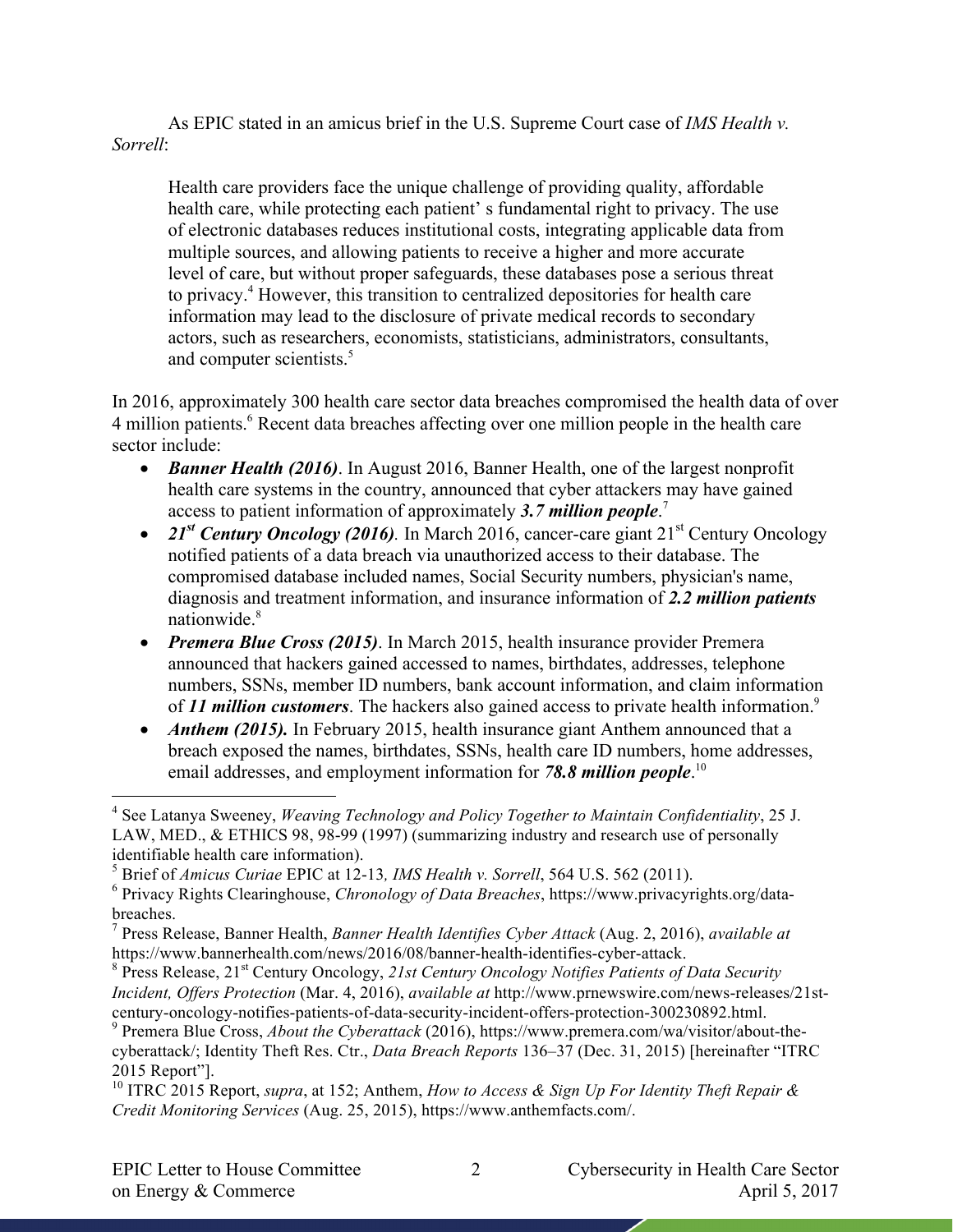As EPIC stated in an amicus brief in the U.S. Supreme Court case of *IMS Health v. Sorrell*:

> Health care providers face the unique challenge of providing quality, affordable health care, while protecting each patient' s fundamental right to privacy. The use of electronic databases reduces institutional costs, integrating applicable data from multiple sources, and allowing patients to receive a higher and more accurate level of care, but without proper safeguards, these databases pose a serious threat to privacy.[4] However, this transition to centralized depositories for health care information may lead to the disclosure of private medical records to secondary actors, such as researchers, economists, statisticians, administrators, consultants, and computer scientists.[5]

In 2016, approximately 300 health care sector data breaches compromised the health data of over 4 million patients.[6] Recent data breaches affecting over one million people in the health care sector include:

- ***Banner Health (2016)***. In August 2016, Banner Health, one of the largest nonprofit health care systems in the country, announced that cyber attackers may have gained access to patient information of approximately ***3.7 million people***.[7]
- ***21st Century Oncology (2016)***. In March 2016, cancer-care giant 21st Century Oncology notified patients of a data breach via unauthorized access to their database. The compromised database included names, Social Security numbers, physician's name, diagnosis and treatment information, and insurance information of ***2.2 million patients*** nationwide.[8]
- ***Premera Blue Cross (2015)***. In March 2015, health insurance provider Premera announced that hackers gained accessed to names, birthdates, addresses, telephone numbers, SSNs, member ID numbers, bank account information, and claim information of ***11 million customers***. The hackers also gained access to private health information.[9]
- ***Anthem (2015).*** In February 2015, health insurance giant Anthem announced that a breach exposed the names, birthdates, SSNs, health care ID numbers, home addresses, email addresses, and employment information for ***78.8 million people***.[10]

---

[4] See Latanya Sweeney, *Weaving Technology and Policy Together to Maintain Confidentiality*, 25 J. LAW, MED., & ETHICS 98, 98-99 (1997) (summarizing industry and research use of personally identifiable health care information).

[5] Brief of *Amicus Curiae* EPIC at 12-13*, IMS Health v. Sorrell*, 564 U.S. 562 (2011).

[6] Privacy Rights Clearinghouse, *Chronology of Data Breaches*, https://www.privacyrights.org/data-breaches.

[7] Press Release, Banner Health, *Banner Health Identifies Cyber Attack* (Aug. 2, 2016), *available at* https://www.bannerhealth.com/news/2016/08/banner-health-identifies-cyber-attack.

[8] Press Release, 21st Century Oncology, *21st Century Oncology Notifies Patients of Data Security Incident, Offers Protection* (Mar. 4, 2016), *available at* http://www.prnewswire.com/news-releases/21st-century-oncology-notifies-patients-of-data-security-incident-offers-protection-300230892.html.

[9] Premera Blue Cross, *About the Cyberattack* (2016), https://www.premera.com/wa/visitor/about-the-cyberattack/; Identity Theft Res. Ctr., *Data Breach Reports* 136–37 (Dec. 31, 2015) [hereinafter "ITRC 2015 Report"].

[10] ITRC 2015 Report, *supra*, at 152; Anthem, *How to Access & Sign Up For Identity Theft Repair & Credit Monitoring Services* (Aug. 25, 2015), https://www.anthemfacts.com/.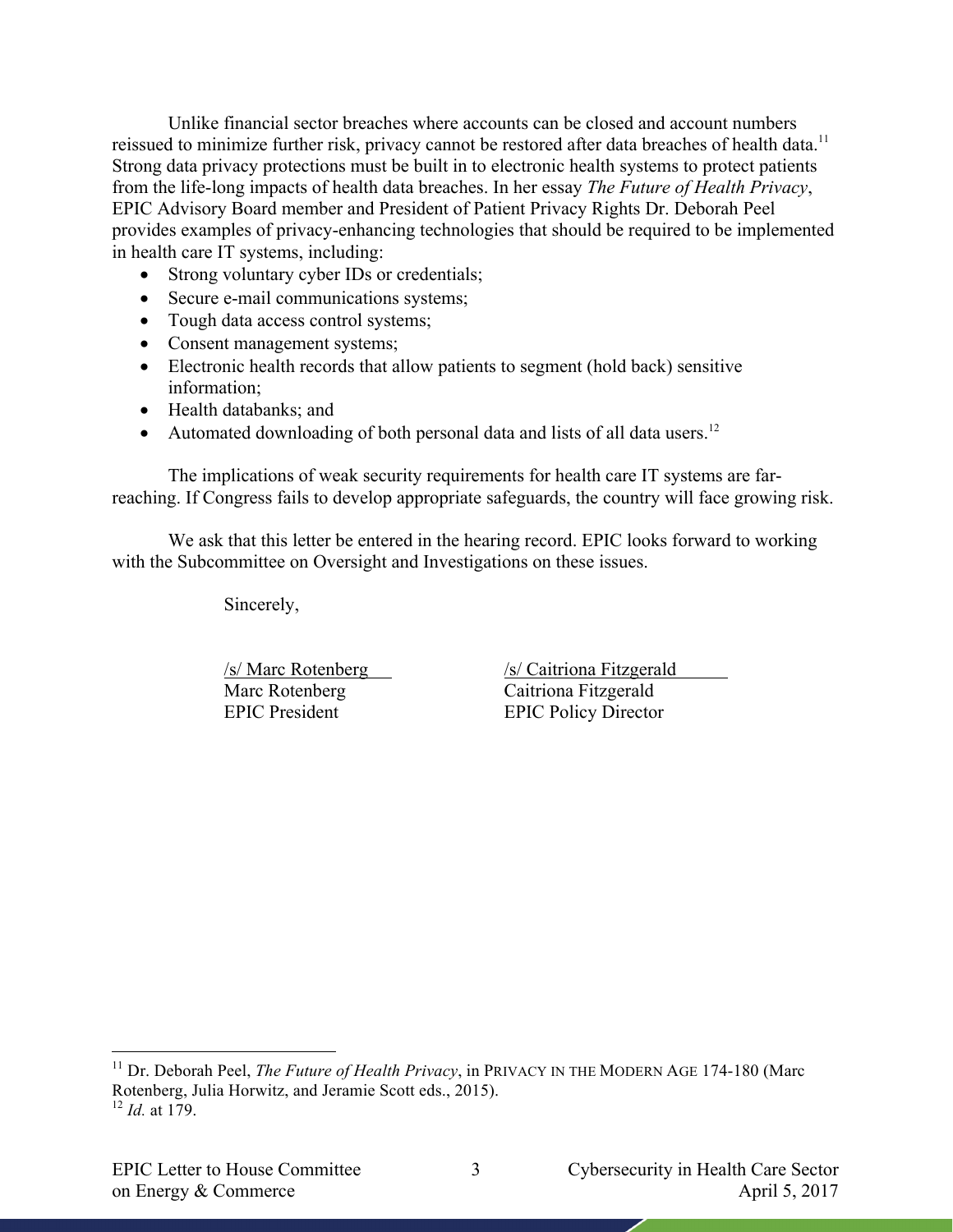Unlike financial sector breaches where accounts can be closed and account numbers reissued to minimize further risk, privacy cannot be restored after data breaches of health data.[11] Strong data privacy protections must be built in to electronic health systems to protect patients from the life-long impacts of health data breaches. In her essay *The Future of Health Privacy*, EPIC Advisory Board member and President of Patient Privacy Rights Dr. Deborah Peel provides examples of privacy-enhancing technologies that should be required to be implemented in health care IT systems, including:

- Strong voluntary cyber IDs or credentials;
- Secure e-mail communications systems;
- Tough data access control systems;
- Consent management systems;
- Electronic health records that allow patients to segment (hold back) sensitive information;
- Health databanks; and
- Automated downloading of both personal data and lists of all data users.[12]

The implications of weak security requirements for health care IT systems are far-reaching. If Congress fails to develop appropriate safeguards, the country will face growing risk.

We ask that this letter be entered in the hearing record. EPIC looks forward to working with the Subcommittee on Oversight and Investigations on these issues.

Sincerely,

/s/ Marc Rotenberg
Marc Rotenberg
EPIC President

/s/ Caitriona Fitzgerald
Caitriona Fitzgerald
EPIC Policy Director

---

[11] Dr. Deborah Peel, *The Future of Health Privacy*, in PRIVACY IN THE MODERN AGE 174-180 (Marc Rotenberg, Julia Horwitz, and Jeramie Scott eds., 2015).

[12] *Id.* at 179.